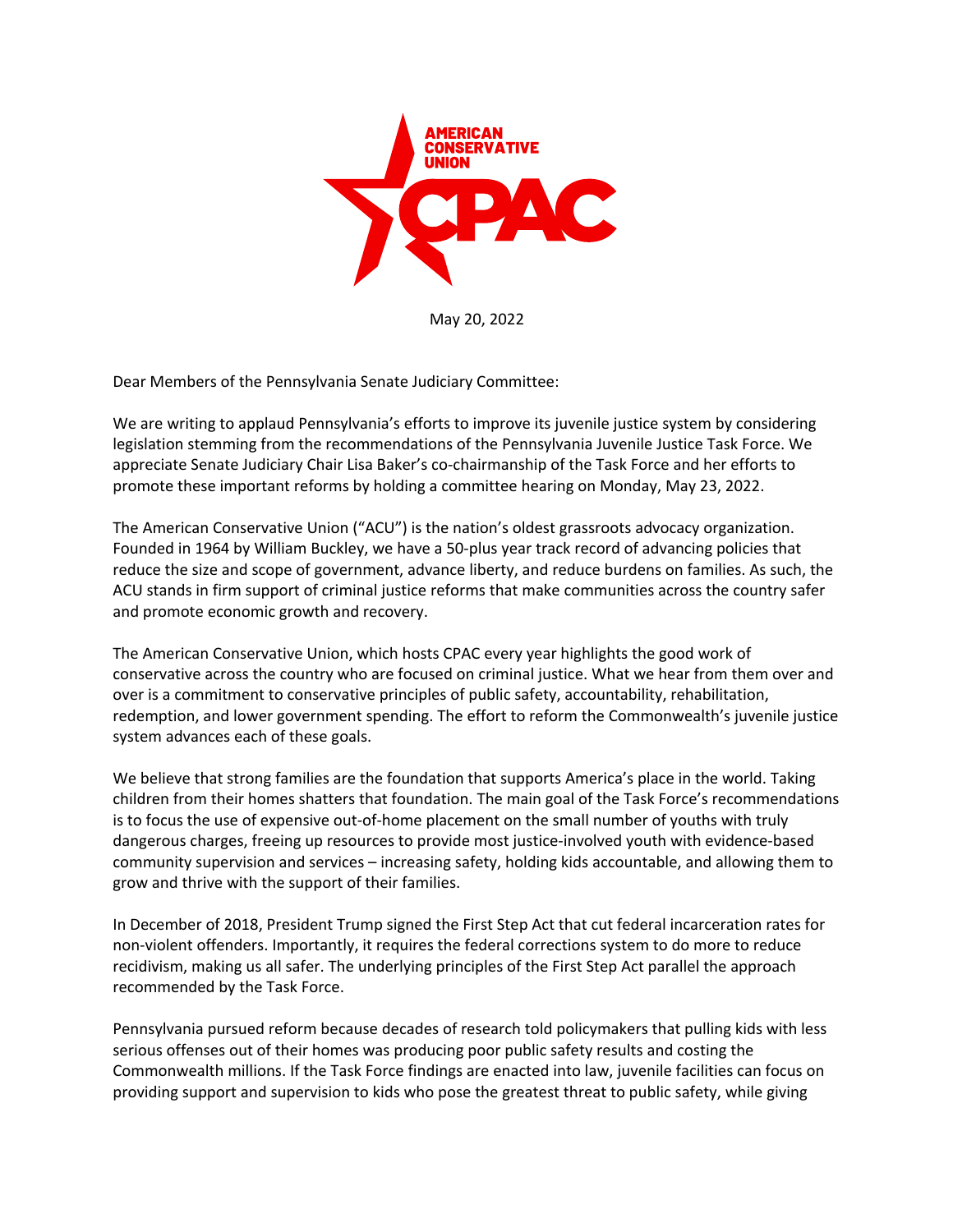May 20, 2022

Dear Members of the Pennsylvania Senate Judiciary Committee:

We are writing to applaud Pennsylvania's efforts to improve its juvenile justice system by considering legislation stemming from the recommendations of the Pennsylvania Juvenile Justice Task Force. We appreciate Senate Judiciary Chair Lisa Baker's co-chairmanship of the Task Force and her efforts to promote these important reforms by holding a committee hearing on Monday, May 23, 2022.

The American Conservative Union ("ACU") is the nation's oldest grassroots advocacy organization. Founded in 1964 by William Buckley, we have a 50-plus year track record of advancing policies that reduce the size and scope of government, advance liberty, and reduce burdens on families. As such, the ACU stands in firm support of criminal justice reforms that make communities across the country safer and promote economic growth and recovery.

The American Conservative Union, which hosts CPAC every year highlights the good work of conservative across the country who are focused on criminal justice. What we hear from them over and over is a commitment to conservative principles of public safety, accountability, rehabilitation, redemption, and lower government spending. The effort to reform the Commonwealth's juvenile justice system advances each of these goals.

We believe that strong families are the foundation that supports America's place in the world. Taking children from their homes shatters that foundation. The main goal of the Task Force's recommendations is to focus the use of expensive out-of-home placement on the small number of youths with truly dangerous charges, freeing up resources to provide most justice-involved youth with evidence-based community supervision and services – increasing safety, holding kids accountable, and allowing them to grow and thrive with the support of their families.

In December of 2018, President Trump signed the First Step Act that cut federal incarceration rates for non-violent offenders. Importantly, it requires the federal corrections system to do more to reduce recidivism, making us all safer. The underlying principles of the First Step Act parallel the approach recommended by the Task Force.

Pennsylvania pursued reform because decades of research told policymakers that pulling kids with less serious offenses out of their homes was producing poor public safety results and costing the Commonwealth millions. If the Task Force findings are enacted into law, juvenile facilities can focus on providing support and supervision to kids who pose the greatest threat to public safety, while giving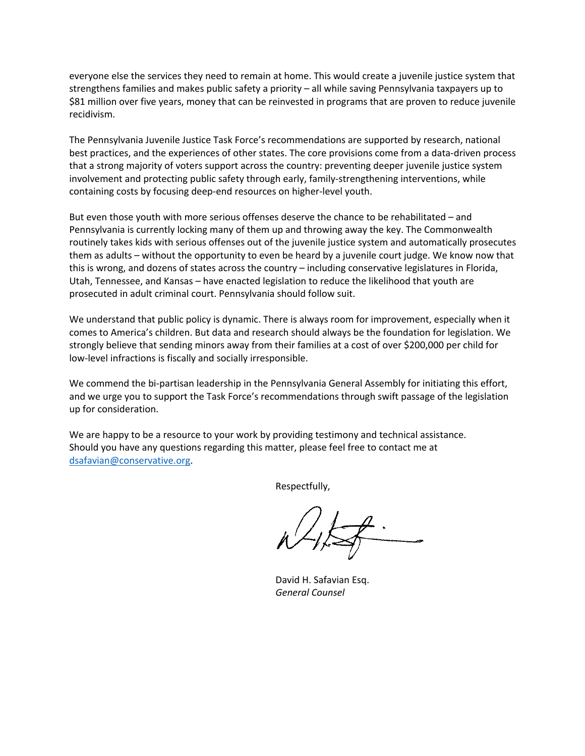everyone else the services they need to remain at home. This would create a juvenile justice system that strengthens families and makes public safety a priority – all while saving Pennsylvania taxpayers up to $81 million over five years, money that can be reinvested in programs that are proven to reduce juvenile recidivism.

The Pennsylvania Juvenile Justice Task Force's recommendations are supported by research, national best practices, and the experiences of other states. The core provisions come from a data-driven process that a strong majority of voters support across the country: preventing deeper juvenile justice system involvement and protecting public safety through early, family-strengthening interventions, while containing costs by focusing deep-end resources on higher-level youth.

But even those youth with more serious offenses deserve the chance to be rehabilitated – and Pennsylvania is currently locking many of them up and throwing away the key. The Commonwealth routinely takes kids with serious offenses out of the juvenile justice system and automatically prosecutes them as adults – without the opportunity to even be heard by a juvenile court judge. We know now that this is wrong, and dozens of states across the country – including conservative legislatures in Florida, Utah, Tennessee, and Kansas – have enacted legislation to reduce the likelihood that youth are prosecuted in adult criminal court. Pennsylvania should follow suit.

We understand that public policy is dynamic. There is always room for improvement, especially when it comes to America's children. But data and research should always be the foundation for legislation. We strongly believe that sending minors away from their families at a cost of over $200,000 per child for low-level infractions is fiscally and socially irresponsible.

We commend the bi-partisan leadership in the Pennsylvania General Assembly for initiating this effort, and we urge you to support the Task Force's recommendations through swift passage of the legislation up for consideration.

We are happy to be a resource to your work by providing testimony and technical assistance. Should you have any questions regarding this matter, please feel free to contact me at dsafavian@conservative.org.

Respectfully,

David H. Safavian Esq.
*General Counsel*